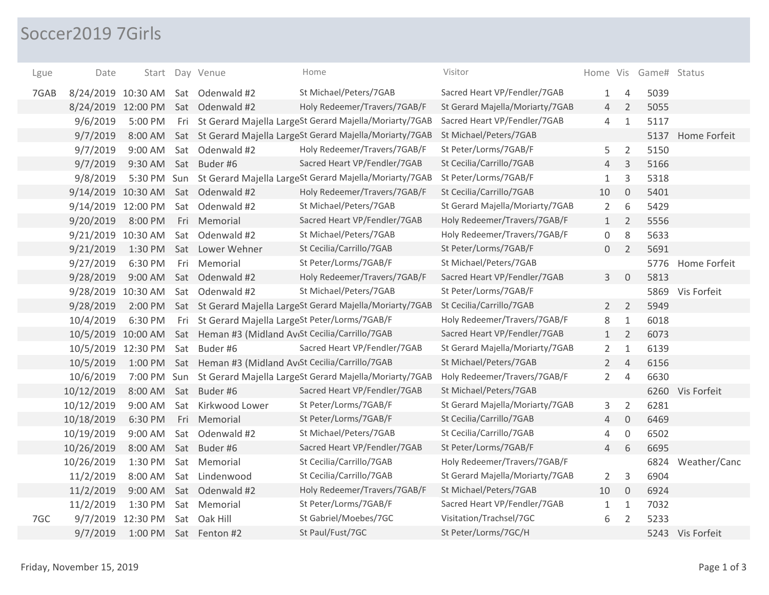# Soccer2019 7Girls

| Lgue | Date | Start | Day | Venue | Home | Visitor | Home | Vis | Game# | Status |
|---|---|---|---|---|---|---|---|---|---|---|
| 7GAB | 8/24/2019 | 10:30 AM | Sat | Odenwald #2 | St Michael/Peters/7GAB | Sacred Heart VP/Fendler/7GAB | 1 | 4 | 5039 | |
| | 8/24/2019 | 12:00 PM | Sat | Odenwald #2 | Holy Redeemer/Travers/7GAB/F | St Gerard Majella/Moriarty/7GAB | 4 | 2 | 5055 | |
| | 9/6/2019 | 5:00 PM | Fri | St Gerard Majella Large | St Gerard Majella/Moriarty/7GAB | Sacred Heart VP/Fendler/7GAB | 4 | 1 | 5117 | |
| | 9/7/2019 | 8:00 AM | Sat | St Gerard Majella Large | St Gerard Majella/Moriarty/7GAB | St Michael/Peters/7GAB | | | 5137 | Home Forfeit |
| | 9/7/2019 | 9:00 AM | Sat | Odenwald #2 | Holy Redeemer/Travers/7GAB/F | St Peter/Lorms/7GAB/F | 5 | 2 | 5150 | |
| | 9/7/2019 | 9:30 AM | Sat | Buder #6 | Sacred Heart VP/Fendler/7GAB | St Cecilia/Carrillo/7GAB | 4 | 3 | 5166 | |
| | 9/8/2019 | 5:30 PM | Sun | St Gerard Majella Large | St Gerard Majella/Moriarty/7GAB | St Peter/Lorms/7GAB/F | 1 | 3 | 5318 | |
| | 9/14/2019 | 10:30 AM | Sat | Odenwald #2 | Holy Redeemer/Travers/7GAB/F | St Cecilia/Carrillo/7GAB | 10 | 0 | 5401 | |
| | 9/14/2019 | 12:00 PM | Sat | Odenwald #2 | St Michael/Peters/7GAB | St Gerard Majella/Moriarty/7GAB | 2 | 6 | 5429 | |
| | 9/20/2019 | 8:00 PM | Fri | Memorial | Sacred Heart VP/Fendler/7GAB | Holy Redeemer/Travers/7GAB/F | 1 | 2 | 5556 | |
| | 9/21/2019 | 10:30 AM | Sat | Odenwald #2 | St Michael/Peters/7GAB | Holy Redeemer/Travers/7GAB/F | 0 | 8 | 5633 | |
| | 9/21/2019 | 1:30 PM | Sat | Lower Wehner | St Cecilia/Carrillo/7GAB | St Peter/Lorms/7GAB/F | 0 | 2 | 5691 | |
| | 9/27/2019 | 6:30 PM | Fri | Memorial | St Peter/Lorms/7GAB/F | St Michael/Peters/7GAB | | | 5776 | Home Forfeit |
| | 9/28/2019 | 9:00 AM | Sat | Odenwald #2 | Holy Redeemer/Travers/7GAB/F | Sacred Heart VP/Fendler/7GAB | 3 | 0 | 5813 | |
| | 9/28/2019 | 10:30 AM | Sat | Odenwald #2 | St Michael/Peters/7GAB | St Peter/Lorms/7GAB/F | | | 5869 | Vis Forfeit |
| | 9/28/2019 | 2:00 PM | Sat | St Gerard Majella Large | St Gerard Majella/Moriarty/7GAB | St Cecilia/Carrillo/7GAB | 2 | 2 | 5949 | |
| | 10/4/2019 | 6:30 PM | Fri | St Gerard Majella Large | St Peter/Lorms/7GAB/F | Holy Redeemer/Travers/7GAB/F | 8 | 1 | 6018 | |
| | 10/5/2019 | 10:00 AM | Sat | Heman #3 (Midland Av | St Cecilia/Carrillo/7GAB | Sacred Heart VP/Fendler/7GAB | 1 | 2 | 6073 | |
| | 10/5/2019 | 12:30 PM | Sat | Buder #6 | Sacred Heart VP/Fendler/7GAB | St Gerard Majella/Moriarty/7GAB | 2 | 1 | 6139 | |
| | 10/5/2019 | 1:00 PM | Sat | Heman #3 (Midland Av | St Cecilia/Carrillo/7GAB | St Michael/Peters/7GAB | 2 | 4 | 6156 | |
| | 10/6/2019 | 7:00 PM | Sun | St Gerard Majella Large | St Gerard Majella/Moriarty/7GAB | Holy Redeemer/Travers/7GAB/F | 2 | 4 | 6630 | |
| | 10/12/2019 | 8:00 AM | Sat | Buder #6 | Sacred Heart VP/Fendler/7GAB | St Michael/Peters/7GAB | | | 6260 | Vis Forfeit |
| | 10/12/2019 | 9:00 AM | Sat | Kirkwood Lower | St Peter/Lorms/7GAB/F | St Gerard Majella/Moriarty/7GAB | 3 | 2 | 6281 | |
| | 10/18/2019 | 6:30 PM | Fri | Memorial | St Peter/Lorms/7GAB/F | St Cecilia/Carrillo/7GAB | 4 | 0 | 6469 | |
| | 10/19/2019 | 9:00 AM | Sat | Odenwald #2 | St Michael/Peters/7GAB | St Cecilia/Carrillo/7GAB | 4 | 0 | 6502 | |
| | 10/26/2019 | 8:00 AM | Sat | Buder #6 | Sacred Heart VP/Fendler/7GAB | St Peter/Lorms/7GAB/F | 4 | 6 | 6695 | |
| | 10/26/2019 | 1:30 PM | Sat | Memorial | St Cecilia/Carrillo/7GAB | Holy Redeemer/Travers/7GAB/F | | | 6824 | Weather/Canc |
| | 11/2/2019 | 8:00 AM | Sat | Lindenwood | St Cecilia/Carrillo/7GAB | St Gerard Majella/Moriarty/7GAB | 2 | 3 | 6904 | |
| | 11/2/2019 | 9:00 AM | Sat | Odenwald #2 | Holy Redeemer/Travers/7GAB/F | St Michael/Peters/7GAB | 10 | 0 | 6924 | |
| | 11/2/2019 | 1:30 PM | Sat | Memorial | St Peter/Lorms/7GAB/F | Sacred Heart VP/Fendler/7GAB | 1 | 1 | 7032 | |
| 7GC | 9/7/2019 | 12:30 PM | Sat | Oak Hill | St Gabriel/Moebes/7GC | Visitation/Trachsel/7GC | 6 | 2 | 5233 | |
| | 9/7/2019 | 1:00 PM | Sat | Fenton #2 | St Paul/Fust/7GC | St Peter/Lorms/7GC/H | | | 5243 | Vis Forfeit |

Friday, November 15, 2019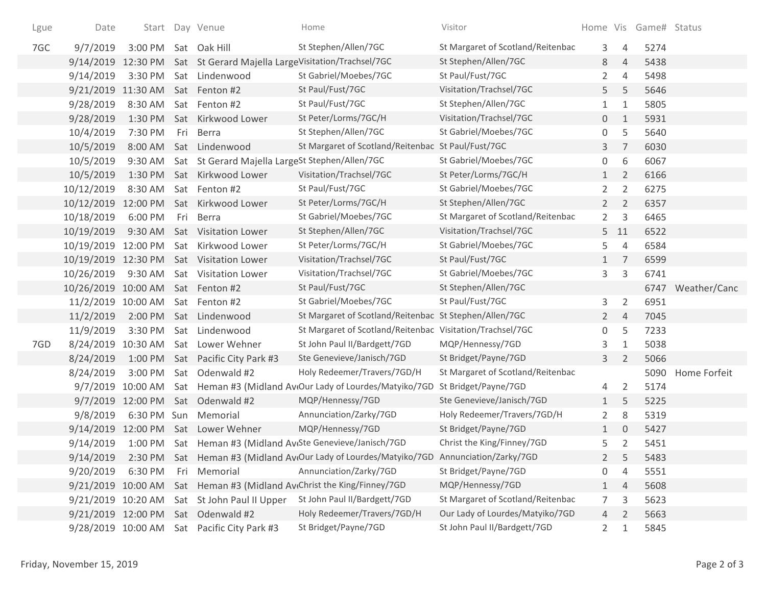| Lgue | Date | Start | Day | Venue | Home | Visitor | Home | Vis | Game# | Status |
|---|---|---|---|---|---|---|---|---|---|---|
| 7GC | 9/7/2019 | 3:00 PM | Sat | Oak Hill | St Stephen/Allen/7GC | St Margaret of Scotland/Reitenbac | 3 | 4 | 5274 | |
| | 9/14/2019 | 12:30 PM | Sat | St Gerard Majella Large | Visitation/Trachsel/7GC | St Stephen/Allen/7GC | 8 | 4 | 5438 | |
| | 9/14/2019 | 3:30 PM | Sat | Lindenwood | St Gabriel/Moebes/7GC | St Paul/Fust/7GC | 2 | 4 | 5498 | |
| | 9/21/2019 | 11:30 AM | Sat | Fenton #2 | St Paul/Fust/7GC | Visitation/Trachsel/7GC | 5 | 5 | 5646 | |
| | 9/28/2019 | 8:30 AM | Sat | Fenton #2 | St Paul/Fust/7GC | St Stephen/Allen/7GC | 1 | 1 | 5805 | |
| | 9/28/2019 | 1:30 PM | Sat | Kirkwood Lower | St Peter/Lorms/7GC/H | Visitation/Trachsel/7GC | 0 | 1 | 5931 | |
| | 10/4/2019 | 7:30 PM | Fri | Berra | St Stephen/Allen/7GC | St Gabriel/Moebes/7GC | 0 | 5 | 5640 | |
| | 10/5/2019 | 8:00 AM | Sat | Lindenwood | St Margaret of Scotland/Reitenbac | St Paul/Fust/7GC | 3 | 7 | 6030 | |
| | 10/5/2019 | 9:30 AM | Sat | St Gerard Majella Large | St Stephen/Allen/7GC | St Gabriel/Moebes/7GC | 0 | 6 | 6067 | |
| | 10/5/2019 | 1:30 PM | Sat | Kirkwood Lower | Visitation/Trachsel/7GC | St Peter/Lorms/7GC/H | 1 | 2 | 6166 | |
| | 10/12/2019 | 8:30 AM | Sat | Fenton #2 | St Paul/Fust/7GC | St Gabriel/Moebes/7GC | 2 | 2 | 6275 | |
| | 10/12/2019 | 12:00 PM | Sat | Kirkwood Lower | St Peter/Lorms/7GC/H | St Stephen/Allen/7GC | 2 | 2 | 6357 | |
| | 10/18/2019 | 6:00 PM | Fri | Berra | St Gabriel/Moebes/7GC | St Margaret of Scotland/Reitenbac | 2 | 3 | 6465 | |
| | 10/19/2019 | 9:30 AM | Sat | Visitation Lower | St Stephen/Allen/7GC | Visitation/Trachsel/7GC | 5 | 11 | 6522 | |
| | 10/19/2019 | 12:00 PM | Sat | Kirkwood Lower | St Peter/Lorms/7GC/H | St Gabriel/Moebes/7GC | 5 | 4 | 6584 | |
| | 10/19/2019 | 12:30 PM | Sat | Visitation Lower | Visitation/Trachsel/7GC | St Paul/Fust/7GC | 1 | 7 | 6599 | |
| | 10/26/2019 | 9:30 AM | Sat | Visitation Lower | Visitation/Trachsel/7GC | St Gabriel/Moebes/7GC | 3 | 3 | 6741 | |
| | 10/26/2019 | 10:00 AM | Sat | Fenton #2 | St Paul/Fust/7GC | St Stephen/Allen/7GC | | | 6747 | Weather/Canc |
| | 11/2/2019 | 10:00 AM | Sat | Fenton #2 | St Gabriel/Moebes/7GC | St Paul/Fust/7GC | 3 | 2 | 6951 | |
| | 11/2/2019 | 2:00 PM | Sat | Lindenwood | St Margaret of Scotland/Reitenbac | St Stephen/Allen/7GC | 2 | 4 | 7045 | |
| | 11/9/2019 | 3:30 PM | Sat | Lindenwood | St Margaret of Scotland/Reitenbac | Visitation/Trachsel/7GC | 0 | 5 | 7233 | |
| 7GD | 8/24/2019 | 10:30 AM | Sat | Lower Wehner | St John Paul II/Bardgett/7GD | MQP/Hennessy/7GD | 3 | 1 | 5038 | |
| | 8/24/2019 | 1:00 PM | Sat | Pacific City Park #3 | Ste Genevieve/Janisch/7GD | St Bridget/Payne/7GD | 3 | 2 | 5066 | |
| | 8/24/2019 | 3:00 PM | Sat | Odenwald #2 | Holy Redeemer/Travers/7GD/H | St Margaret of Scotland/Reitenbac | | | 5090 | Home Forfeit |
| | 9/7/2019 | 10:00 AM | Sat | Heman #3 (Midland Av | Our Lady of Lourdes/Matyiko/7GD | St Bridget/Payne/7GD | 4 | 2 | 5174 | |
| | 9/7/2019 | 12:00 PM | Sat | Odenwald #2 | MQP/Hennessy/7GD | Ste Genevieve/Janisch/7GD | 1 | 5 | 5225 | |
| | 9/8/2019 | 6:30 PM | Sun | Memorial | Annunciation/Zarky/7GD | Holy Redeemer/Travers/7GD/H | 2 | 8 | 5319 | |
| | 9/14/2019 | 12:00 PM | Sat | Lower Wehner | MQP/Hennessy/7GD | St Bridget/Payne/7GD | 1 | 0 | 5427 | |
| | 9/14/2019 | 1:00 PM | Sat | Heman #3 (Midland Av | Ste Genevieve/Janisch/7GD | Christ the King/Finney/7GD | 5 | 2 | 5451 | |
| | 9/14/2019 | 2:30 PM | Sat | Heman #3 (Midland Av | Our Lady of Lourdes/Matyiko/7GD | Annunciation/Zarky/7GD | 2 | 5 | 5483 | |
| | 9/20/2019 | 6:30 PM | Fri | Memorial | Annunciation/Zarky/7GD | St Bridget/Payne/7GD | 0 | 4 | 5551 | |
| | 9/21/2019 | 10:00 AM | Sat | Heman #3 (Midland Av | Christ the King/Finney/7GD | MQP/Hennessy/7GD | 1 | 4 | 5608 | |
| | 9/21/2019 | 10:20 AM | Sat | St John Paul II Upper | St John Paul II/Bardgett/7GD | St Margaret of Scotland/Reitenbac | 7 | 3 | 5623 | |
| | 9/21/2019 | 12:00 PM | Sat | Odenwald #2 | Holy Redeemer/Travers/7GD/H | Our Lady of Lourdes/Matyiko/7GD | 4 | 2 | 5663 | |
| | 9/28/2019 | 10:00 AM | Sat | Pacific City Park #3 | St Bridget/Payne/7GD | St John Paul II/Bardgett/7GD | 2 | 1 | 5845 | |

Friday, November 15, 2019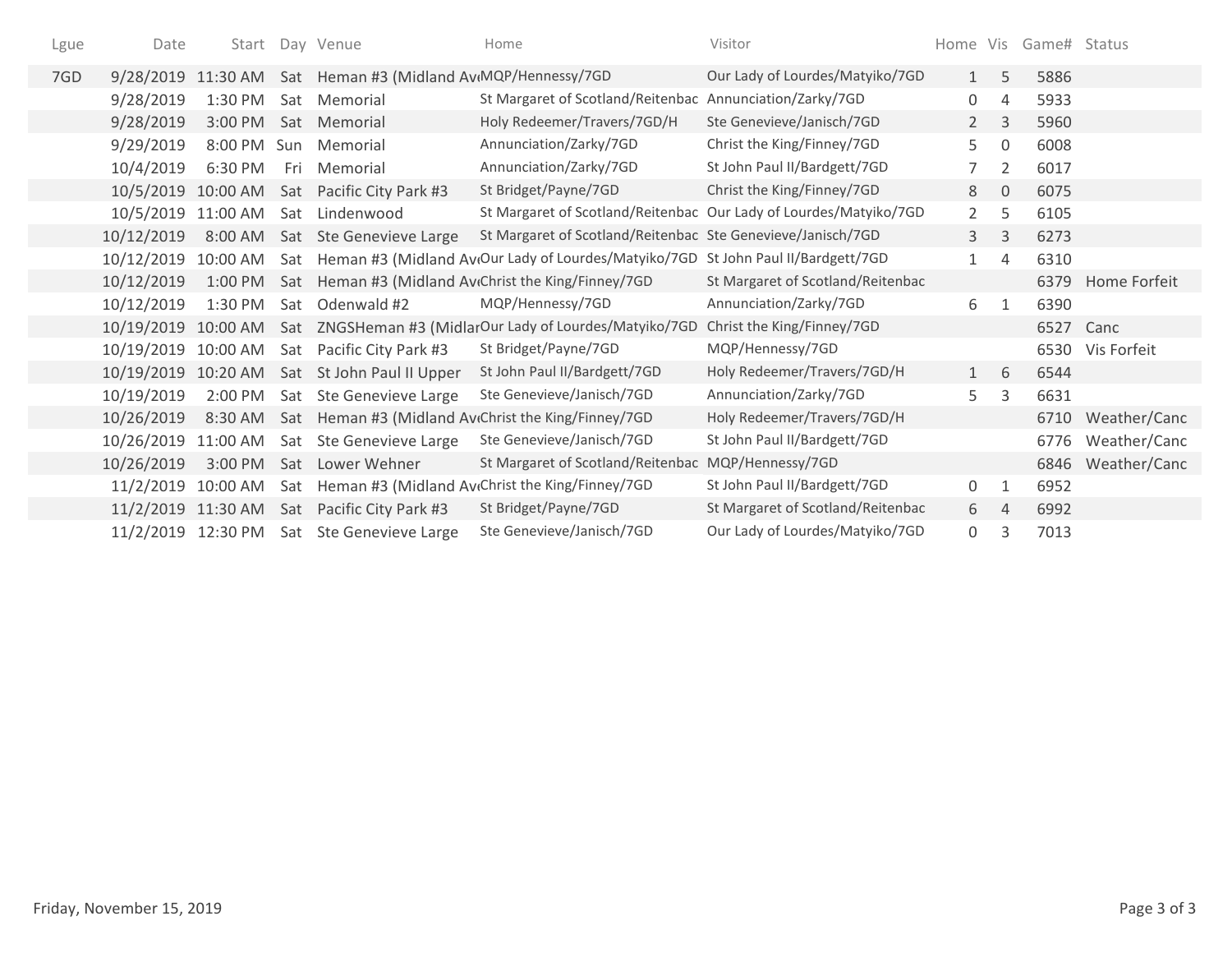| Lgue | Date | Start | Day | Venue | Home | Visitor | Home | Vis | Game# | Status |
|---|---|---|---|---|---|---|---|---|---|---|
| 7GD | 9/28/2019 | 11:30 AM | Sat | Heman #3 (Midland Av | MQP/Hennessy/7GD | Our Lady of Lourdes/Matyiko/7GD | 1 | 5 | 5886 | |
| | 9/28/2019 | 1:30 PM | Sat | Memorial | St Margaret of Scotland/Reitenbac | Annunciation/Zarky/7GD | 0 | 4 | 5933 | |
| | 9/28/2019 | 3:00 PM | Sat | Memorial | Holy Redeemer/Travers/7GD/H | Ste Genevieve/Janisch/7GD | 2 | 3 | 5960 | |
| | 9/29/2019 | 8:00 PM | Sun | Memorial | Annunciation/Zarky/7GD | Christ the King/Finney/7GD | 5 | 0 | 6008 | |
| | 10/4/2019 | 6:30 PM | Fri | Memorial | Annunciation/Zarky/7GD | St John Paul II/Bardgett/7GD | 7 | 2 | 6017 | |
| | 10/5/2019 | 10:00 AM | Sat | Pacific City Park #3 | St Bridget/Payne/7GD | Christ the King/Finney/7GD | 8 | 0 | 6075 | |
| | 10/5/2019 | 11:00 AM | Sat | Lindenwood | St Margaret of Scotland/Reitenbac | Our Lady of Lourdes/Matyiko/7GD | 2 | 5 | 6105 | |
| | 10/12/2019 | 8:00 AM | Sat | Ste Genevieve Large | St Margaret of Scotland/Reitenbac | Ste Genevieve/Janisch/7GD | 3 | 3 | 6273 | |
| | 10/12/2019 | 10:00 AM | Sat | Heman #3 (Midland Av | Our Lady of Lourdes/Matyiko/7GD | St John Paul II/Bardgett/7GD | 1 | 4 | 6310 | |
| | 10/12/2019 | 1:00 PM | Sat | Heman #3 (Midland Av | Christ the King/Finney/7GD | St Margaret of Scotland/Reitenbac | | | 6379 | Home Forfeit |
| | 10/12/2019 | 1:30 PM | Sat | Odenwald #2 | MQP/Hennessy/7GD | Annunciation/Zarky/7GD | 6 | 1 | 6390 | |
| | 10/19/2019 | 10:00 AM | Sat | ZNGSHeman #3 (Midlar | Our Lady of Lourdes/Matyiko/7GD | Christ the King/Finney/7GD | | | 6527 | Canc |
| | 10/19/2019 | 10:00 AM | Sat | Pacific City Park #3 | St Bridget/Payne/7GD | MQP/Hennessy/7GD | | | 6530 | Vis Forfeit |
| | 10/19/2019 | 10:20 AM | Sat | St John Paul II Upper | St John Paul II/Bardgett/7GD | Holy Redeemer/Travers/7GD/H | 1 | 6 | 6544 | |
| | 10/19/2019 | 2:00 PM | Sat | Ste Genevieve Large | Ste Genevieve/Janisch/7GD | Annunciation/Zarky/7GD | 5 | 3 | 6631 | |
| | 10/26/2019 | 8:30 AM | Sat | Heman #3 (Midland Av | Christ the King/Finney/7GD | Holy Redeemer/Travers/7GD/H | | | 6710 | Weather/Canc |
| | 10/26/2019 | 11:00 AM | Sat | Ste Genevieve Large | Ste Genevieve/Janisch/7GD | St John Paul II/Bardgett/7GD | | | 6776 | Weather/Canc |
| | 10/26/2019 | 3:00 PM | Sat | Lower Wehner | St Margaret of Scotland/Reitenbac | MQP/Hennessy/7GD | | | 6846 | Weather/Canc |
| | 11/2/2019 | 10:00 AM | Sat | Heman #3 (Midland Av | Christ the King/Finney/7GD | St John Paul II/Bardgett/7GD | 0 | 1 | 6952 | |
| | 11/2/2019 | 11:30 AM | Sat | Pacific City Park #3 | St Bridget/Payne/7GD | St Margaret of Scotland/Reitenbac | 6 | 4 | 6992 | |
| | 11/2/2019 | 12:30 PM | Sat | Ste Genevieve Large | Ste Genevieve/Janisch/7GD | Our Lady of Lourdes/Matyiko/7GD | 0 | 3 | 7013 | |

Friday, November 15, 2019